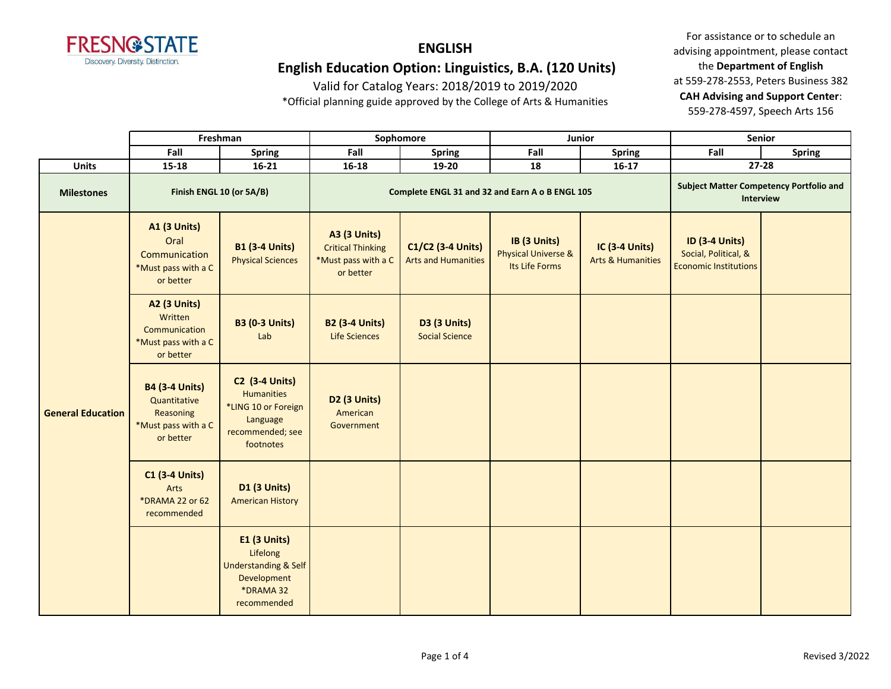Fresno State — Discovery. Diversity. Distinction.

# ENGLISH

## English Education Option: Linguistics, B.A. (120 Units)

Valid for Catalog Years: 2018/2019 to 2019/2020

*Official planning guide approved by the College of Arts & Humanities

For assistance or to schedule an advising appointment, please contact the **Department of English** at 559-278-2553, Peters Business 382
**CAH Advising and Support Center**: 559-278-4597, Speech Arts 156

| | Freshman | | Sophomore | | Junior | | Senior | |
|---|---|---|---|---|---|---|---|---|
| | **Fall** | **Spring** | **Fall** | **Spring** | **Fall** | **Spring** | **Fall** | **Spring** |
| **Units** | 15-18 | 16-21 | 16-18 | 19-20 | 18 | 16-17 | 27-28 | |
| **Milestones** | Finish ENGL 10 (or 5A/B) | | Complete ENGL 31 and 32 and Earn A o B ENGL 105 | | | | Subject Matter Competency Portfolio and Interview | |
| **General Education** | **A1 (3 Units)** Oral Communication *Must pass with a C or better | **B1 (3-4 Units)** Physical Sciences | **A3 (3 Units)** Critical Thinking *Must pass with a C or better | **C1/C2 (3-4 Units)** Arts and Humanities | **IB (3 Units)** Physical Universe & Its Life Forms | **IC (3-4 Units)** Arts & Humanities | **ID (3-4 Units)** Social, Political, & Economic Institutions | |
| | **A2 (3 Units)** Written Communication *Must pass with a C or better | **B3 (0-3 Units)** Lab | **B2 (3-4 Units)** Life Sciences | **D3 (3 Units)** Social Science | | | | |
| | **B4 (3-4 Units)** Quantitative Reasoning *Must pass with a C or better | **C2 (3-4 Units)** Humanities *LING 10 or Foreign Language recommended; see footnotes | **D2 (3 Units)** American Government | | | | | |
| | **C1 (3-4 Units)** Arts *DRAMA 22 or 62 recommended | **D1 (3 Units)** American History | | | | | | |
| | | **E1 (3 Units)** Lifelong Understanding & Self Development *DRAMA 32 recommended | | | | | | |

Revised 3/2022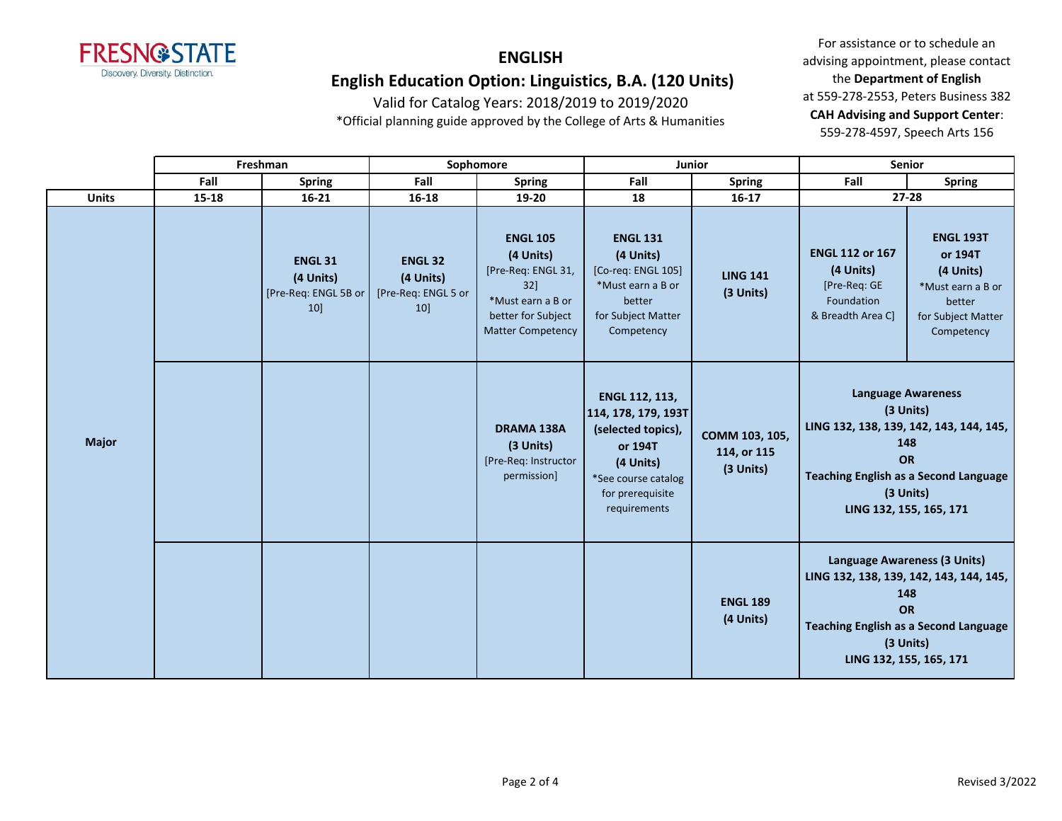# ENGLISH

## English Education Option: Linguistics, B.A. (120 Units)

Valid for Catalog Years: 2018/2019 to 2019/2020

*Official planning guide approved by the College of Arts & Humanities

For assistance or to schedule an advising appointment, please contact the **Department of English** at 559-278-2553, Peters Business 382

**CAH Advising and Support Center**: 559-278-4597, Speech Arts 156

| | Freshman | | Sophomore | | Junior | | Senior | |
|---|---|---|---|---|---|---|---|---|
| | Fall | Spring | Fall | Spring | Fall | Spring | Fall | Spring |
| **Units** | 15-18 | 16-21 | 16-18 | 19-20 | 18 | 16-17 | 27-28 | |
| **Major** | | **ENGL 31 (4 Units)** [Pre-Req: ENGL 5B or 10] | **ENGL 32 (4 Units)** [Pre-Req: ENGL 5 or 10] | **ENGL 105 (4 Units)** [Pre-Req: ENGL 31, 32] *Must earn a B or better for Subject Matter Competency | **ENGL 131 (4 Units)** [Co-req: ENGL 105] *Must earn a B or better for Subject Matter Competency | **LING 141 (3 Units)** | **ENGL 112 or 167 (4 Units)** [Pre-Req: GE Foundation & Breadth Area C] | **ENGL 193T or 194T (4 Units)** *Must earn a B or better for Subject Matter Competency |
| | | | | **DRAMA 138A (3 Units)** [Pre-Req: Instructor permission] | **ENGL 112, 113, 114, 178, 179, 193T (selected topics), or 194T (4 Units)** *See course catalog for prerequisite requirements | **COMM 103, 105, 114, or 115 (3 Units)** | **Language Awareness (3 Units)** LING 132, 138, 139, 142, 143, 144, 145, 148 **OR** **Teaching English as a Second Language (3 Units)** LING 132, 155, 165, 171 | |
| | | | | | | **ENGL 189 (4 Units)** | **Language Awareness (3 Units)** LING 132, 138, 139, 142, 143, 144, 145, 148 **OR** **Teaching English as a Second Language (3 Units)** LING 132, 155, 165, 171 | |

Revised 3/2022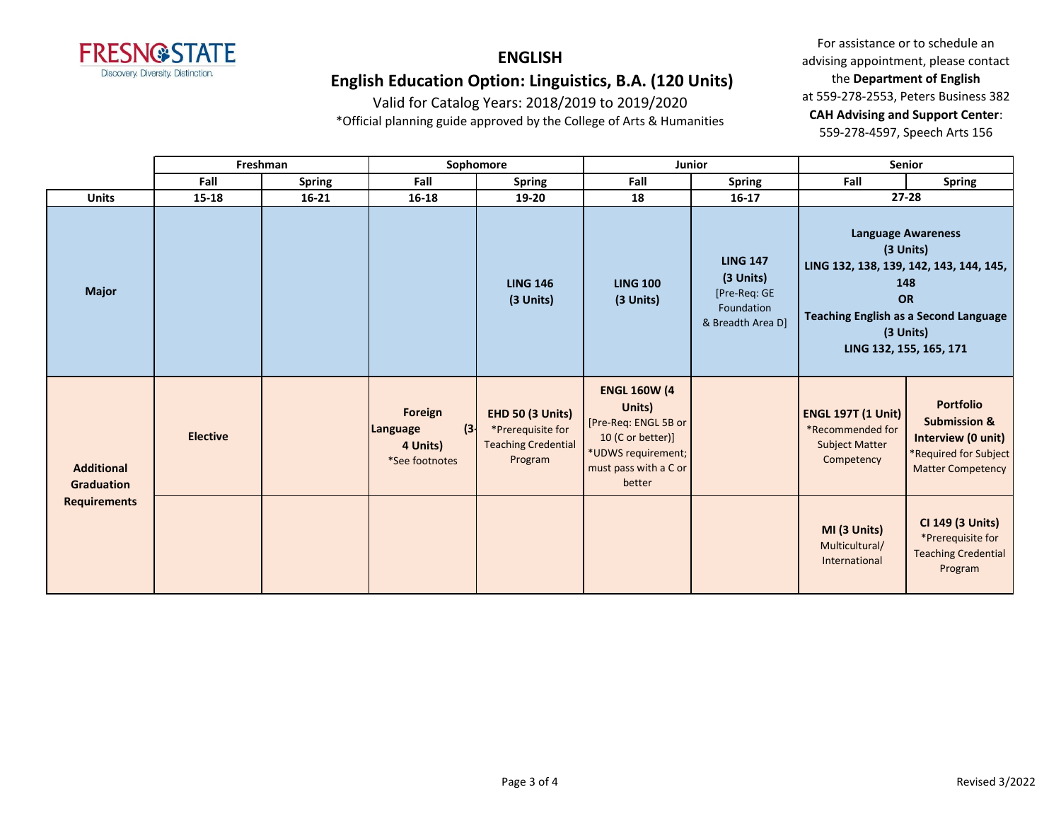# ENGLISH

## English Education Option: Linguistics, B.A. (120 Units)

Valid for Catalog Years: 2018/2019 to 2019/2020

*Official planning guide approved by the College of Arts & Humanities

For assistance or to schedule an advising appointment, please contact the **Department of English** at 559-278-2553, Peters Business 382
**CAH Advising and Support Center**: 559-278-4597, Speech Arts 156

| | Freshman | | Sophomore | | Junior | | Senior | |
|---|---|---|---|---|---|---|---|---|
| | Fall | Spring | Fall | Spring | Fall | Spring | Fall | Spring |
| **Units** | 15-18 | 16-21 | 16-18 | 19-20 | 18 | 16-17 | 27-28 | |
| **Major** | | | | **LING 146 (3 Units)** | **LING 100 (3 Units)** | **LING 147 (3 Units)** [Pre-Req: GE Foundation & Breadth Area D] | **Language Awareness (3 Units)** LING 132, 138, 139, 142, 143, 144, 145, 148 **OR** **Teaching English as a Second Language (3 Units)** LING 132, 155, 165, 171 | |
| **Additional Graduation Requirements** | **Elective** | | **Foreign Language (3-4 Units)** *See footnotes | **EHD 50 (3 Units)** *Prerequisite for Teaching Credential Program | **ENGL 160W (4 Units)** [Pre-Req: ENGL 5B or 10 (C or better)] *UDWS requirement; must pass with a C or better | | **ENGL 197T (1 Unit)** *Recommended for Subject Matter Competency | **Portfolio Submission & Interview (0 unit)** *Required for Subject Matter Competency |
| | | | | | | | **MI (3 Units)** Multicultural/ International | **CI 149 (3 Units)** *Prerequisite for Teaching Credential Program |

Revised 3/2022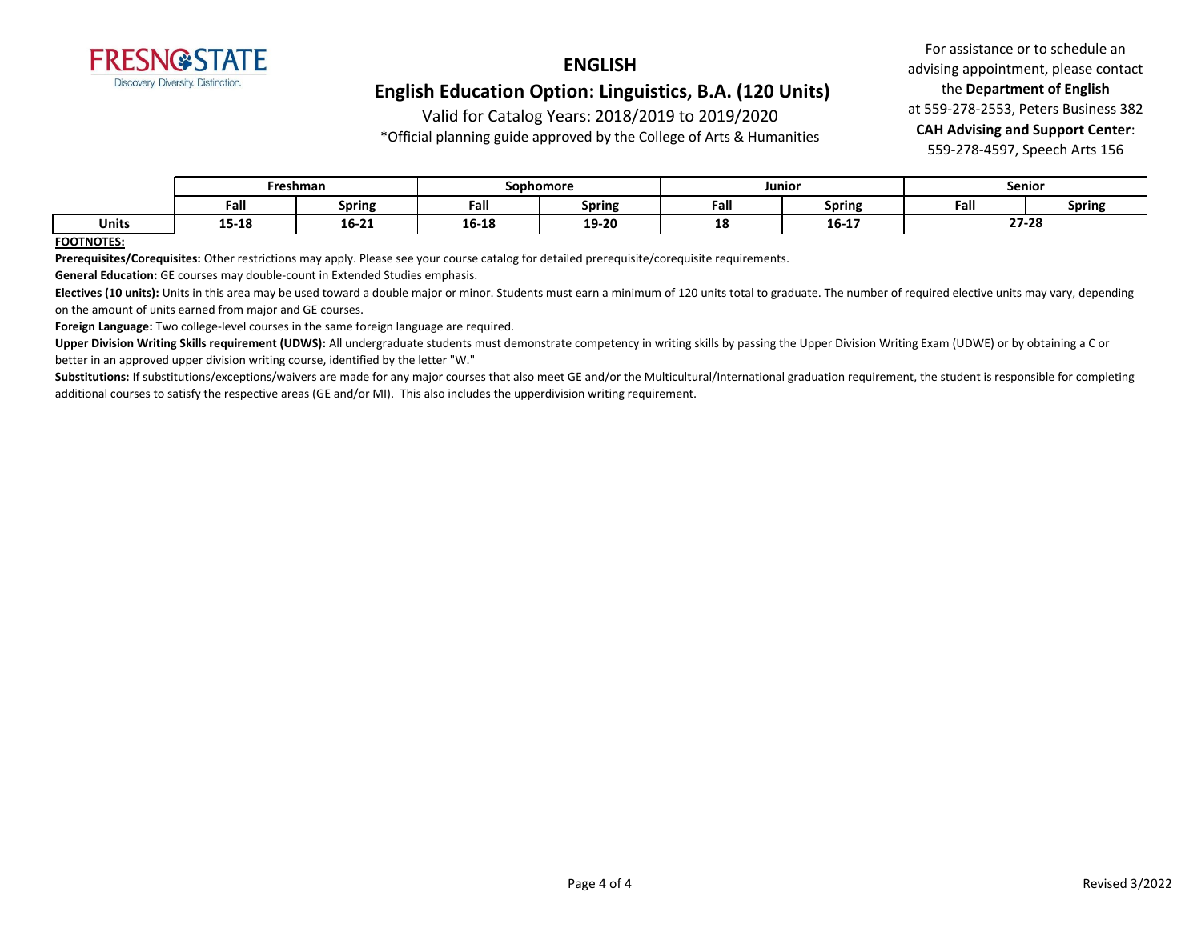# ENGLISH

## English Education Option: Linguistics, B.A. (120 Units)

Valid for Catalog Years: 2018/2019 to 2019/2020

*Official planning guide approved by the College of Arts & Humanities

For assistance or to schedule an advising appointment, please contact the **Department of English** at 559-278-2553, Peters Business 382
**CAH Advising and Support Center**: 559-278-4597, Speech Arts 156

| | Freshman | | Sophomore | | Junior | | Senior | |
|---|---|---|---|---|---|---|---|---|
| | Fall | Spring | Fall | Spring | Fall | Spring | Fall | Spring |
| **Units** | 15-18 | 16-21 | 16-18 | 19-20 | 18 | 16-17 | 27-28 | |

**FOOTNOTES:**

**Prerequisites/Corequisites:** Other restrictions may apply. Please see your course catalog for detailed prerequisite/corequisite requirements.

**General Education:** GE courses may double-count in Extended Studies emphasis.

**Electives (10 units):** Units in this area may be used toward a double major or minor. Students must earn a minimum of 120 units total to graduate. The number of required elective units may vary, depending on the amount of units earned from major and GE courses.

**Foreign Language:** Two college-level courses in the same foreign language are required.

**Upper Division Writing Skills requirement (UDWS):** All undergraduate students must demonstrate competency in writing skills by passing the Upper Division Writing Exam (UDWE) or by obtaining a C or better in an approved upper division writing course, identified by the letter "W."

**Substitutions:** If substitutions/exceptions/waivers are made for any major courses that also meet GE and/or the Multicultural/International graduation requirement, the student is responsible for completing additional courses to satisfy the respective areas (GE and/or MI). This also includes the upperdivision writing requirement.

Revised 3/2022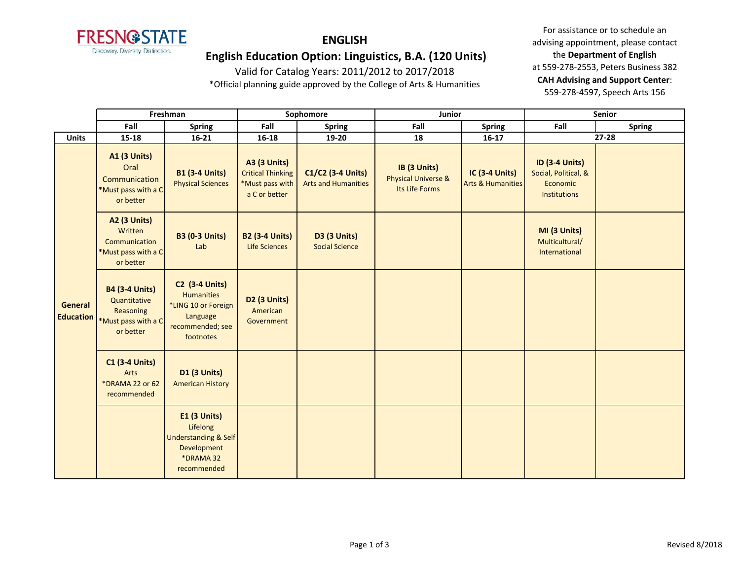**FRESNO STATE**
Discovery. Diversity. Distinction.

# ENGLISH

## English Education Option: Linguistics, B.A. (120 Units)

Valid for Catalog Years: 2011/2012 to 2017/2018

*Official planning guide approved by the College of Arts & Humanities

For assistance or to schedule an advising appointment, please contact the **Department of English** at 559-278-2553, Peters Business 382
**CAH Advising and Support Center**: 559-278-4597, Speech Arts 156

| | Freshman | | Sophomore | | Junior | | Senior | |
|---|---|---|---|---|---|---|---|---|
| | **Fall** | **Spring** | **Fall** | **Spring** | **Fall** | **Spring** | **Fall** | **Spring** |
| **Units** | **15-18** | **16-21** | **16-18** | **19-20** | **18** | **16-17** | **27-28** | |
| **General Education** | **A1 (3 Units)** Oral Communication *Must pass with a C or better | **B1 (3-4 Units)** Physical Sciences | **A3 (3 Units)** Critical Thinking *Must pass with a C or better | **C1/C2 (3-4 Units)** Arts and Humanities | **IB (3 Units)** Physical Universe & Its Life Forms | **IC (3-4 Units)** Arts & Humanities | **ID (3-4 Units)** Social, Political, & Economic Institutions | |
| | **A2 (3 Units)** Written Communication *Must pass with a C or better | **B3 (0-3 Units)** Lab | **B2 (3-4 Units)** Life Sciences | **D3 (3 Units)** Social Science | | | **MI (3 Units)** Multicultural/ International | |
| | **B4 (3-4 Units)** Quantitative Reasoning *Must pass with a C or better | **C2 (3-4 Units)** Humanities *LING 10 or Foreign Language recommended; see footnotes | **D2 (3 Units)** American Government | | | | | |
| | **C1 (3-4 Units)** Arts *DRAMA 22 or 62 recommended | **D1 (3 Units)** American History | | | | | | |
| | | **E1 (3 Units)** Lifelong Understanding & Self Development *DRAMA 32 recommended | | | | | | |

Revised 8/2018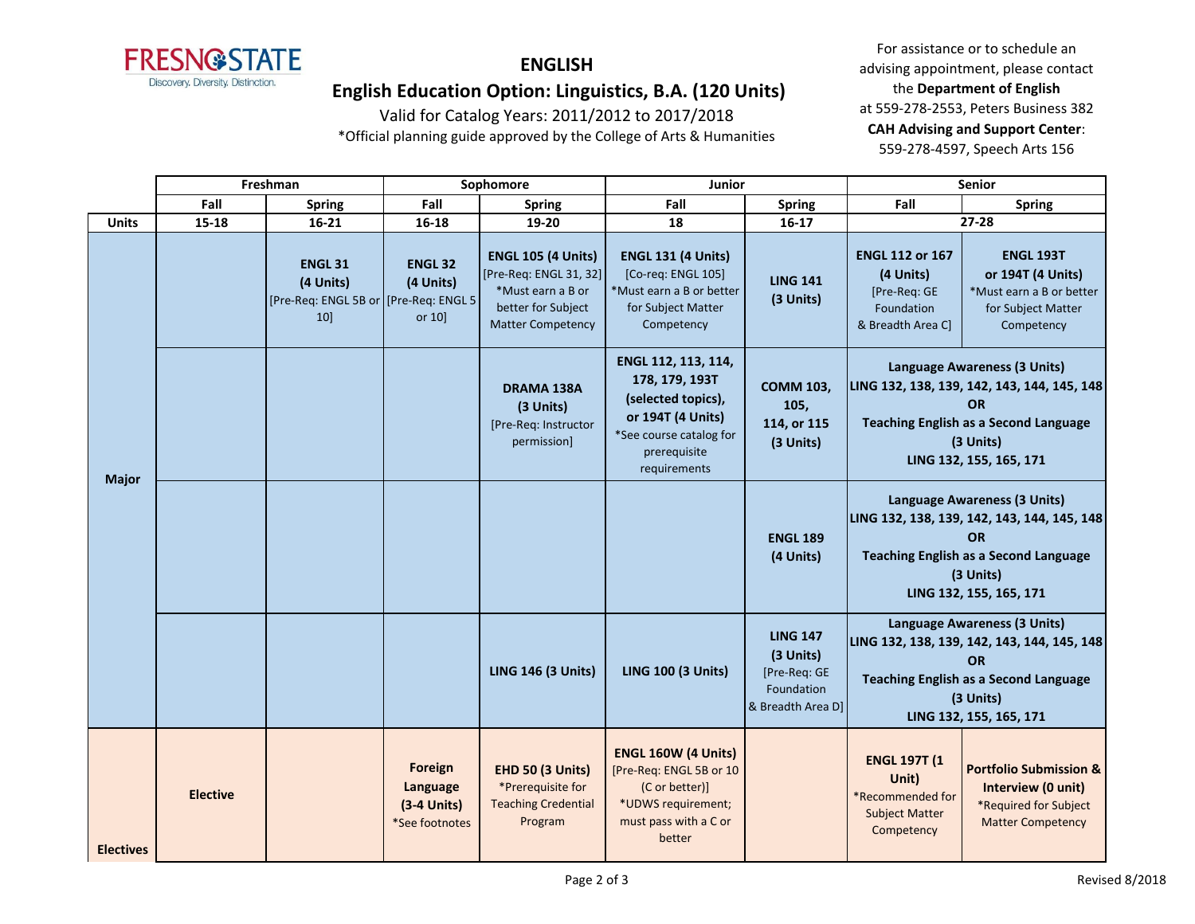# ENGLISH

## English Education Option: Linguistics, B.A. (120 Units)

Valid for Catalog Years: 2011/2012 to 2017/2018

*Official planning guide approved by the College of Arts & Humanities

For assistance or to schedule an advising appointment, please contact the **Department of English** at 559-278-2553, Peters Business 382

**CAH Advising and Support Center**: 559-278-4597, Speech Arts 156

| | Freshman | | Sophomore | | Junior | | Senior | |
|---|---|---|---|---|---|---|---|---|
| | Fall | Spring | Fall | Spring | Fall | Spring | Fall | Spring |
| **Units** | 15-18 | 16-21 | 16-18 | 19-20 | 18 | 16-17 | 27-28 | |
| **Major** | | **ENGL 31 (4 Units)** [Pre-Req: ENGL 5B or 10] | **ENGL 32 (4 Units)** [Pre-Req: ENGL 5 or 10] | **ENGL 105 (4 Units)** [Pre-Req: ENGL 31, 32] *Must earn a B or better for Subject Matter Competency | **ENGL 131 (4 Units)** [Co-req: ENGL 105] *Must earn a B or better for Subject Matter Competency | **LING 141 (3 Units)** | **ENGL 112 or 167 (4 Units)** [Pre-Req: GE Foundation & Breadth Area C] | **ENGL 193T or 194T (4 Units)** *Must earn a B or better for Subject Matter Competency |
| | | | | **DRAMA 138A (3 Units)** [Pre-Req: Instructor permission] | **ENGL 112, 113, 114, 178, 179, 193T (selected topics), or 194T (4 Units)** *See course catalog for prerequisite requirements | **COMM 103, 105, 114, or 115 (3 Units)** | **Language Awareness (3 Units)** LING 132, 138, 139, 142, 143, 144, 145, 148 **OR** **Teaching English as a Second Language (3 Units)** LING 132, 155, 165, 171 | |
| | | | | | | **ENGL 189 (4 Units)** | **Language Awareness (3 Units)** LING 132, 138, 139, 142, 143, 144, 145, 148 **OR** **Teaching English as a Second Language (3 Units)** LING 132, 155, 165, 171 | |
| | | | | **LING 146 (3 Units)** | **LING 100 (3 Units)** | **LING 147 (3 Units)** [Pre-Req: GE Foundation & Breadth Area D] | **Language Awareness (3 Units)** LING 132, 138, 139, 142, 143, 144, 145, 148 **OR** **Teaching English as a Second Language (3 Units)** LING 132, 155, 165, 171 | |
| **Electives** | **Elective** | | **Foreign Language (3-4 Units)** *See footnotes | **EHD 50 (3 Units)** *Prerequisite for Teaching Credential Program | **ENGL 160W (4 Units)** [Pre-Req: ENGL 5B or 10 (C or better)] *UDWS requirement; must pass with a C or better | | **ENGL 197T (1 Unit)** *Recommended for Subject Matter Competency | **Portfolio Submission & Interview (0 unit)** *Required for Subject Matter Competency |

Revised 8/2018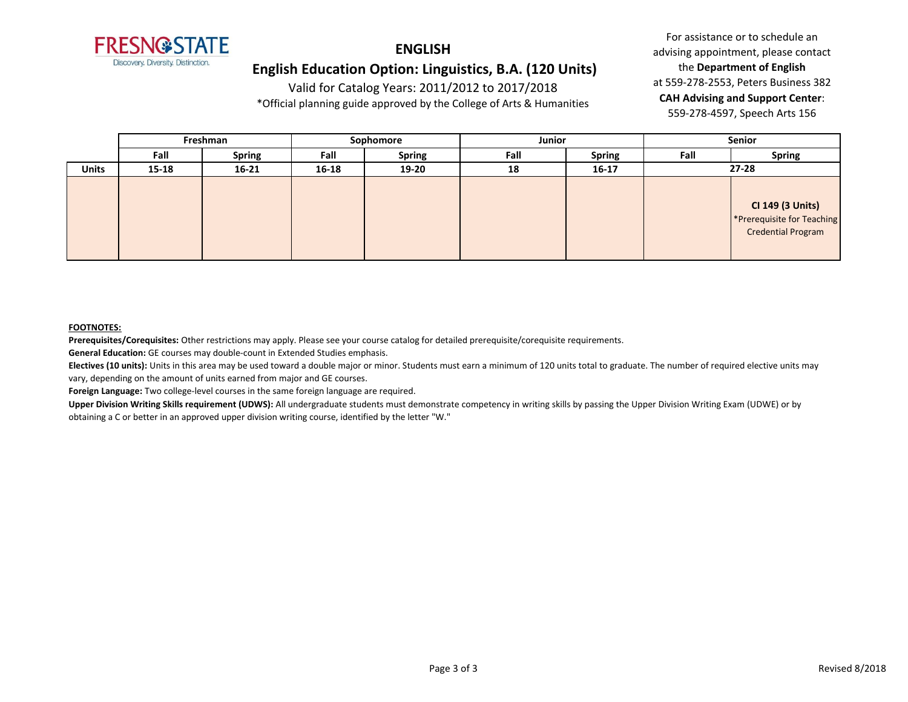# ENGLISH

## English Education Option: Linguistics, B.A. (120 Units)

Valid for Catalog Years: 2011/2012 to 2017/2018

*Official planning guide approved by the College of Arts & Humanities

For assistance or to schedule an advising appointment, please contact the **Department of English** at 559-278-2553, Peters Business 382
**CAH Advising and Support Center**: 559-278-4597, Speech Arts 156

| | Freshman | | Sophomore | | Junior | | Senior | |
|---|---|---|---|---|---|---|---|---|
| | Fall | Spring | Fall | Spring | Fall | Spring | Fall | Spring |
| **Units** | 15-18 | 16-21 | 16-18 | 19-20 | 18 | 16-17 | 27-28 | |
| | | | | | | | | **CI 149 (3 Units)** *Prerequisite for Teaching Credential Program |

**FOOTNOTES:**

**Prerequisites/Corequisites:** Other restrictions may apply. Please see your course catalog for detailed prerequisite/corequisite requirements.

**General Education:** GE courses may double-count in Extended Studies emphasis.

**Electives (10 units):** Units in this area may be used toward a double major or minor. Students must earn a minimum of 120 units total to graduate. The number of required elective units may vary, depending on the amount of units earned from major and GE courses.

**Foreign Language:** Two college-level courses in the same foreign language are required.

**Upper Division Writing Skills requirement (UDWS):** All undergraduate students must demonstrate competency in writing skills by passing the Upper Division Writing Exam (UDWE) or by obtaining a C or better in an approved upper division writing course, identified by the letter "W."

Revised 8/2018